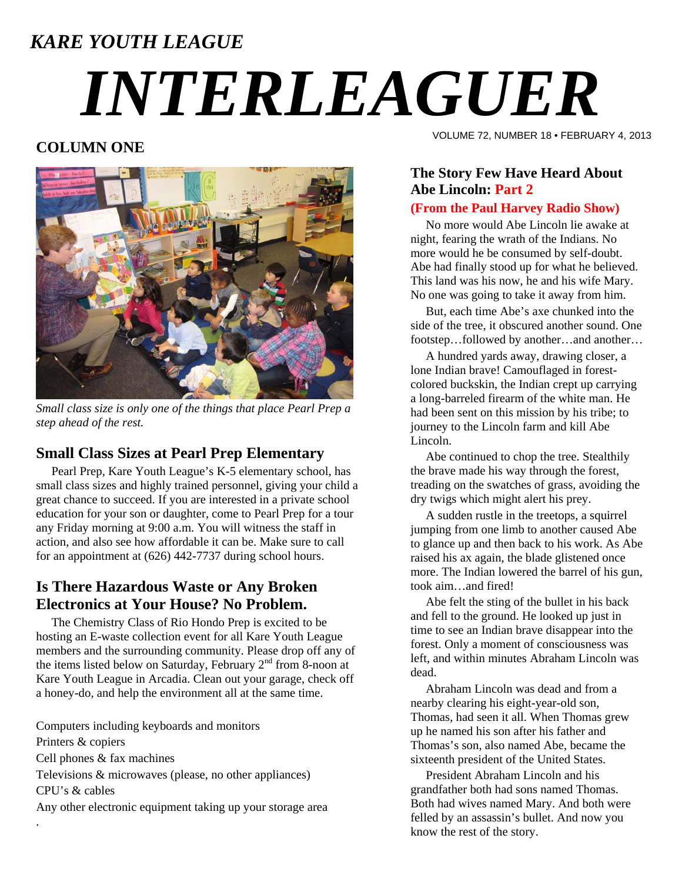*KARE YOUTH LEAGUE*

# *INTERLEAGUER*

VOLUME 72, NUMBER 18 • FEBRUARY 4, 2013

## COLUMN ONE

*Small class size is only one of the things that place Pearl Prep a step ahead of the rest.*

### Small Class Sizes at Pearl Prep Elementary

Pearl Prep, Kare Youth League's K-5 elementary school, has small class sizes and highly trained personnel, giving your child a great chance to succeed. If you are interested in a private school education for your son or daughter, come to Pearl Prep for a tour any Friday morning at 9:00 a.m. You will witness the staff in action, and also see how affordable it can be. Make sure to call for an appointment at (626) 442-7737 during school hours.

### Is There Hazardous Waste or Any Broken Electronics at Your House? No Problem.

The Chemistry Class of Rio Hondo Prep is excited to be hosting an E-waste collection event for all Kare Youth League members and the surrounding community. Please drop off any of the items listed below on Saturday, February 2nd from 8-noon at Kare Youth League in Arcadia. Clean out your garage, check off a honey-do, and help the environment all at the same time.

Computers including keyboards and monitors
Printers & copiers
Cell phones & fax machines
Televisions & microwaves (please, no other appliances)
CPU's & cables
Any other electronic equipment taking up your storage area

.

### The Story Few Have Heard About Abe Lincoln: Part 2

**(From the Paul Harvey Radio Show)**

No more would Abe Lincoln lie awake at night, fearing the wrath of the Indians. No more would he be consumed by self-doubt. Abe had finally stood up for what he believed. This land was his now, he and his wife Mary. No one was going to take it away from him.

But, each time Abe's axe chunked into the side of the tree, it obscured another sound. One footstep…followed by another…and another…

A hundred yards away, drawing closer, a lone Indian brave! Camouflaged in forest-colored buckskin, the Indian crept up carrying a long-barreled firearm of the white man. He had been sent on this mission by his tribe; to journey to the Lincoln farm and kill Abe Lincoln.

Abe continued to chop the tree. Stealthily the brave made his way through the forest, treading on the swatches of grass, avoiding the dry twigs which might alert his prey.

A sudden rustle in the treetops, a squirrel jumping from one limb to another caused Abe to glance up and then back to his work. As Abe raised his ax again, the blade glistened once more. The Indian lowered the barrel of his gun, took aim…and fired!

Abe felt the sting of the bullet in his back and fell to the ground. He looked up just in time to see an Indian brave disappear into the forest. Only a moment of consciousness was left, and within minutes Abraham Lincoln was dead.

Abraham Lincoln was dead and from a nearby clearing his eight-year-old son, Thomas, had seen it all. When Thomas grew up he named his son after his father and Thomas's son, also named Abe, became the sixteenth president of the United States.

President Abraham Lincoln and his grandfather both had sons named Thomas. Both had wives named Mary. And both were felled by an assassin's bullet. And now you know the rest of the story.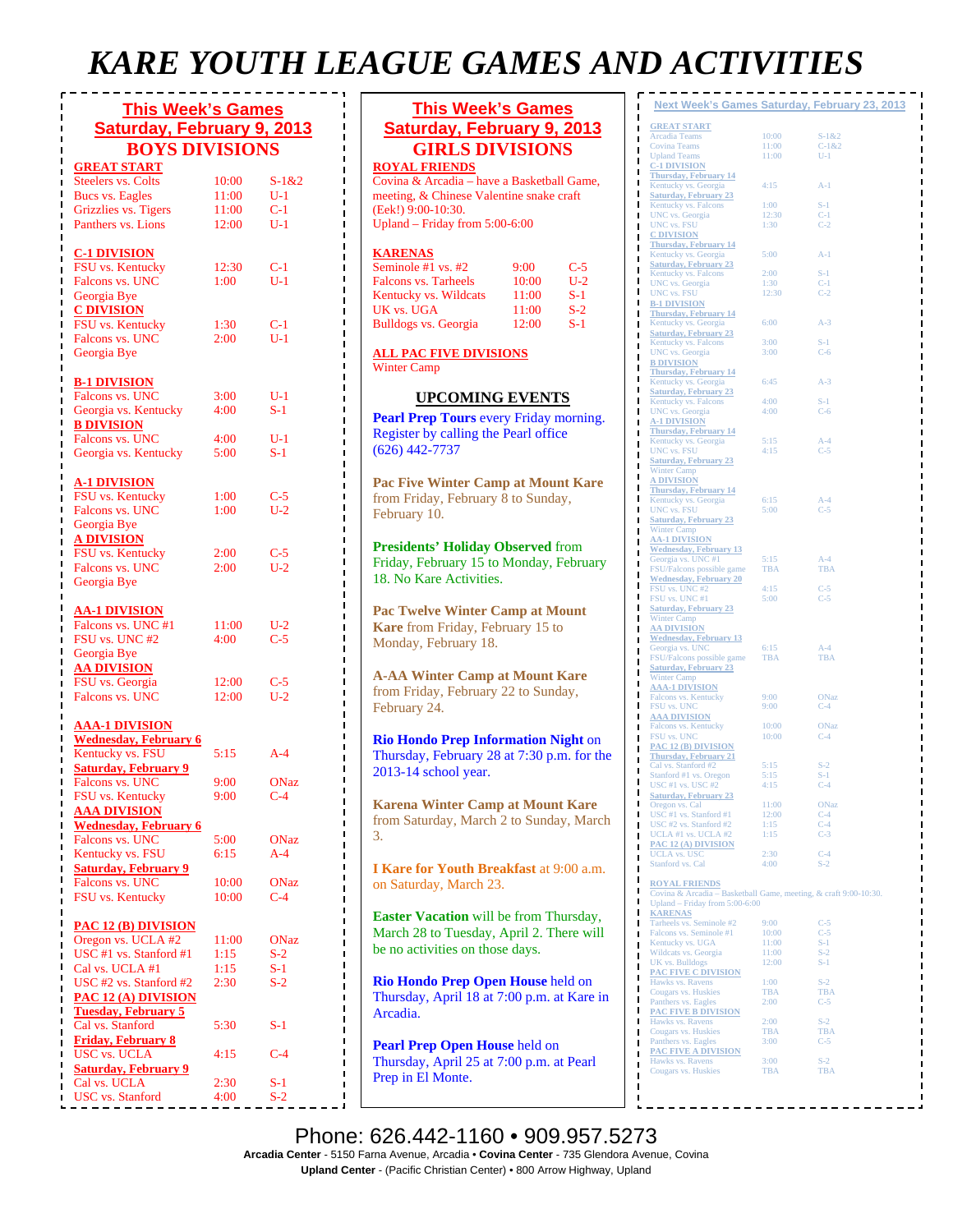# KARE YOUTH LEAGUE GAMES AND ACTIVITIES

## This Week's Games
## Saturday, February 9, 2013
## BOYS DIVISIONS

**GREAT START**

| | | |
|---|---|---|
| Steelers vs. Colts | 10:00 | S-1&2 |
| Bucs vs. Eagles | 11:00 | U-1 |
| Grizzlies vs. Tigers | 11:00 | C-1 |
| Panthers vs. Lions | 12:00 | U-1 |

**C-1 DIVISION**

| | | |
|---|---|---|
| FSU vs. Kentucky | 12:30 | C-1 |
| Falcons vs. UNC | 1:00 | U-1 |
| Georgia Bye | | |

**C DIVISION**

| | | |
|---|---|---|
| FSU vs. Kentucky | 1:30 | C-1 |
| Falcons vs. UNC | 2:00 | U-1 |
| Georgia Bye | | |

**B-1 DIVISION**

| | | |
|---|---|---|
| Falcons vs. UNC | 3:00 | U-1 |
| Georgia vs. Kentucky | 4:00 | S-1 |

**B DIVISION**

| | | |
|---|---|---|
| Falcons vs. UNC | 4:00 | U-1 |
| Georgia vs. Kentucky | 5:00 | S-1 |

**A-1 DIVISION**

| | | |
|---|---|---|
| FSU vs. Kentucky | 1:00 | C-5 |
| Falcons vs. UNC | 1:00 | U-2 |
| Georgia Bye | | |

**A DIVISION**

| | | |
|---|---|---|
| FSU vs. Kentucky | 2:00 | C-5 |
| Falcons vs. UNC | 2:00 | U-2 |
| Georgia Bye | | |

**AA-1 DIVISION**

| | | |
|---|---|---|
| Falcons vs. UNC #1 | 11:00 | U-2 |
| FSU vs. UNC #2 | 4:00 | C-5 |
| Georgia Bye | | |

**AA DIVISION**

| | | |
|---|---|---|
| FSU vs. Georgia | 12:00 | C-5 |
| Falcons vs. UNC | 12:00 | U-2 |

**AAA-1 DIVISION**

**Wednesday, February 6**

| | | |
|---|---|---|
| Kentucky vs. FSU | 5:15 | A-4 |

**Saturday, February 9**

| | | |
|---|---|---|
| Falcons vs. UNC | 9:00 | ONaz |
| FSU vs. Kentucky | 9:00 | C-4 |

**AAA DIVISION**

**Wednesday, February 6**

| | | |
|---|---|---|
| Falcons vs. UNC | 5:00 | ONaz |
| Kentucky vs. FSU | 6:15 | A-4 |

**Saturday, February 9**

| | | |
|---|---|---|
| Falcons vs. UNC | 10:00 | ONaz |
| FSU vs. Kentucky | 10:00 | C-4 |

**PAC 12 (B) DIVISION**

| | | |
|---|---|---|
| Oregon vs. UCLA #2 | 11:00 | ONaz |
| USC #1 vs. Stanford #1 | 1:15 | S-2 |
| Cal vs. UCLA #1 | 1:15 | S-1 |
| USC #2 vs. Stanford #2 | 2:30 | S-2 |

**PAC 12 (A) DIVISION**

**Tuesday, February 5**

| | | |
|---|---|---|
| Cal vs. Stanford | 5:30 | S-1 |

**Friday, February 8**

| | | |
|---|---|---|
| USC vs. UCLA | 4:15 | C-4 |

**Saturday, February 9**

| | | |
|---|---|---|
| Cal vs. UCLA | 2:30 | S-1 |
| USC vs. Stanford | 4:00 | S-2 |

## This Week's Games
## Saturday, February 9, 2013
## GIRLS DIVISIONS

**ROYAL FRIENDS**

Covina & Arcadia – have a Basketball Game, meeting, & Chinese Valentine snake craft (Eek!) 9:00-10:30.
Upland – Friday from 5:00-6:00

**KARENAS**

| | | |
|---|---|---|
| Seminole #1 vs. #2 | 9:00 | C-5 |
| Falcons vs. Tarheels | 10:00 | U-2 |
| Kentucky vs. Wildcats | 11:00 | S-1 |
| UK vs. UGA | 11:00 | S-2 |
| Bulldogs vs. Georgia | 12:00 | S-1 |

**ALL PAC FIVE DIVISIONS**

Winter Camp

## UPCOMING EVENTS

**Pearl Prep Tours** every Friday morning. Register by calling the Pearl office (626) 442-7737

**Pac Five Winter Camp at Mount Kare** from Friday, February 8 to Sunday, February 10.

**Presidents' Holiday Observed** from Friday, February 15 to Monday, February 18. No Kare Activities.

**Pac Twelve Winter Camp at Mount Kare** from Friday, February 15 to Monday, February 18.

**A-AA Winter Camp at Mount Kare** from Friday, February 22 to Sunday, February 24.

**Rio Hondo Prep Information Night** on Thursday, February 28 at 7:30 p.m. for the 2013-14 school year.

**Karena Winter Camp at Mount Kare** from Saturday, March 2 to Sunday, March 3.

**I Kare for Youth Breakfast** at 9:00 a.m. on Saturday, March 23.

**Easter Vacation** will be from Thursday, March 28 to Tuesday, April 2. There will be no activities on those days.

**Rio Hondo Prep Open House** held on Thursday, April 18 at 7:00 p.m. at Kare in Arcadia.

**Pearl Prep Open House** held on Thursday, April 25 at 7:00 p.m. at Pearl Prep in El Monte.

## Next Week's Games Saturday, February 23, 2013

**GREAT START**

| | | |
|---|---|---|
| Arcadia Teams | 10:00 | S-1&2 |
| Covina Teams | 11:00 | C-1&2 |
| Upland Teams | 11:00 | U-1 |

**C-1 DIVISION**

**Thursday, February 14**

| | | |
|---|---|---|
| Kentucky vs. Georgia | 4:15 | A-1 |

**Saturday, February 23**

| | | |
|---|---|---|
| Kentucky vs. Falcons | 1:00 | S-1 |
| UNC vs. Georgia | 12:30 | C-1 |
| UNC vs. FSU | 1:30 | C-2 |

**C DIVISION**

**Thursday, February 14**

| | | |
|---|---|---|
| Kentucky vs. Georgia | 5:00 | A-1 |

**Saturday, February 23**

| | | |
|---|---|---|
| Kentucky vs. Falcons | 2:00 | S-1 |
| UNC vs. Georgia | 1:30 | C-1 |
| UNC vs. FSU | 12:30 | C-2 |

**B-1 DIVISION**

**Thursday, February 14**

| | | |
|---|---|---|
| Kentucky vs. Georgia | 6:00 | A-3 |

**Saturday, February 23**

| | | |
|---|---|---|
| Kentucky vs. Falcons | 3:00 | S-1 |
| UNC vs. Georgia | 3:00 | C-6 |

**B DIVISION**

**Thursday, February 14**

| | | |
|---|---|---|
| Kentucky vs. Georgia | 6:45 | A-3 |

**Saturday, February 23**

| | | |
|---|---|---|
| Kentucky vs. Falcons | 4:00 | S-1 |
| UNC vs. Georgia | 4:00 | C-6 |

**A-1 DIVISION**

**Thursday, February 14**

| | | |
|---|---|---|
| Kentucky vs. Georgia | 5:15 | A-4 |
| UNC vs. FSU | 4:15 | C-5 |

**Saturday, February 23**

Winter Camp

**A DIVISION**

**Thursday, February 14**

| | | |
|---|---|---|
| Kentucky vs. Georgia | 6:15 | A-4 |
| UNC vs. FSU | 5:00 | C-5 |

**Saturday, February 23**

Winter Camp

**AA-1 DIVISION**

**Wednesday, February 13**

| | | |
|---|---|---|
| Georgia vs. UNC #1 | 5:15 | A-4 |
| FSU/Falcons possible game | TBA | TBA |

**Wednesday, February 20**

| | | |
|---|---|---|
| FSU vs. UNC #2 | 4:15 | C-5 |
| FSU vs. UNC #1 | 5:00 | C-5 |

**Saturday, February 23**

Winter Camp

**AA DIVISION**

**Wednesday, February 13**

| | | |
|---|---|---|
| Georgia vs. UNC | 6:15 | A-4 |
| FSU/Falcons possible game | TBA | TBA |

**Saturday, February 23**

Winter Camp

**AAA-1 DIVISION**

| | | |
|---|---|---|
| Falcons vs. Kentucky | 9:00 | ONaz |
| FSU vs. UNC | 9:00 | C-4 |

**AAA DIVISION**

| | | |
|---|---|---|
| Falcons vs. Kentucky | 10:00 | ONaz |
| FSU vs. UNC | 10:00 | C-4 |

**PAC 12 (B) DIVISION**

**Thursday, February 21**

| | | |
|---|---|---|
| Cal vs. Stanford #2 | 5:15 | S-2 |
| Stanford #1 vs. Oregon | 5:15 | S-1 |
| USC #1 vs. USC #2 | 4:15 | C-4 |

**Saturday, February 23**

| | | |
|---|---|---|
| Oregon vs. Cal | 11:00 | ONaz |
| USC #1 vs. Stanford #1 | 12:00 | C-4 |
| USC #2 vs. Stanford #2 | 1:15 | C-4 |
| UCLA #1 vs. UCLA #2 | 1:15 | C-3 |

**PAC 12 (A) DIVISION**

| | | |
|---|---|---|
| UCLA vs. USC | 2:30 | C-4 |
| Stanford vs. Cal | 4:00 | S-2 |

**ROYAL FRIENDS**

Covina & Arcadia – Basketball Game, meeting, & craft 9:00-10:30.
Upland – Friday from 5:00-6:00

**KARENAS**

| | | |
|---|---|---|
| Tarheels vs. Seminole #2 | 9:00 | C-5 |
| Falcons vs. Seminole #1 | 10:00 | C-5 |
| Kentucky vs. UGA | 11:00 | S-1 |
| Wildcats vs. Georgia | 11:00 | S-2 |
| UK vs. Bulldogs | 12:00 | S-1 |

**PAC FIVE C DIVISION**

| | | |
|---|---|---|
| Hawks vs. Ravens | 1:00 | S-2 |
| Cougars vs. Huskies | TBA | TBA |
| Panthers vs. Eagles | 2:00 | C-5 |

**PAC FIVE B DIVISION**

| | | |
|---|---|---|
| Hawks vs. Ravens | 2:00 | S-2 |
| Cougars vs. Huskies | TBA | TBA |
| Panthers vs. Eagles | 3:00 | C-5 |

**PAC FIVE A DIVISION**

| | | |
|---|---|---|
| Hawks vs. Ravens | 3:00 | S-2 |
| Cougars vs. Huskies | TBA | TBA |

Phone: 626.442.1160 • 909.957.5273

**Arcadia Center** - 5150 Farna Avenue, Arcadia • **Covina Center** - 735 Glendora Avenue, Covina
**Upland Center** - (Pacific Christian Center) • 800 Arrow Highway, Upland